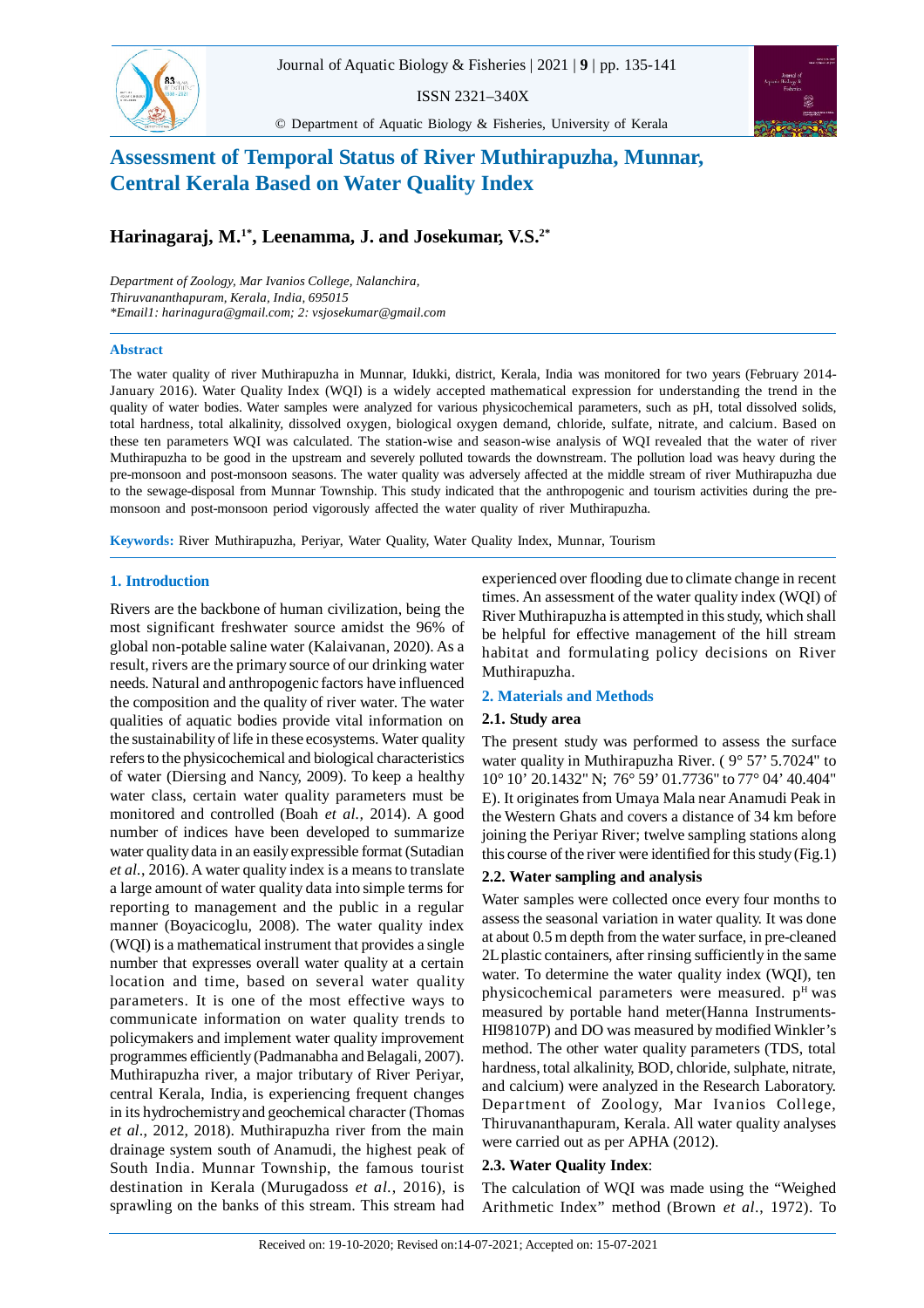# Assessment of Temporal Status of River Muthirapuzha, Munnar, Central Kerala Based on Water Quality Index

**Harinagaraj, M.[1*], Leenamma, J. and Josekumar, V.S.[2*]**

*Department of Zoology, Mar Ivanios College, Nalanchira, Thiruvananthapuram, Kerala, India, 695015*
*\*Email1: harinagura@gmail.com; 2: vsjosekumar@gmail.com*

### Abstract

The water quality of river Muthirapuzha in Munnar, Idukki, district, Kerala, India was monitored for two years (February 2014-January 2016). Water Quality Index (WQI) is a widely accepted mathematical expression for understanding the trend in the quality of water bodies. Water samples were analyzed for various physicochemical parameters, such as pH, total dissolved solids, total hardness, total alkalinity, dissolved oxygen, biological oxygen demand, chloride, sulfate, nitrate, and calcium. Based on these ten parameters WQI was calculated. The station-wise and season-wise analysis of WQI revealed that the water of river Muthirapuzha to be good in the upstream and severely polluted towards the downstream. The pollution load was heavy during the pre-monsoon and post-monsoon seasons. The water quality was adversely affected at the middle stream of river Muthirapuzha due to the sewage-disposal from Munnar Township. This study indicated that the anthropogenic and tourism activities during the pre-monsoon and post-monsoon period vigorously affected the water quality of river Muthirapuzha.

**Keywords:** River Muthirapuzha, Periyar, Water Quality, Water Quality Index, Munnar, Tourism

## 1. Introduction

Rivers are the backbone of human civilization, being the most significant freshwater source amidst the 96% of global non-potable saline water (Kalaivanan, 2020). As a result, rivers are the primary source of our drinking water needs. Natural and anthropogenic factors have influenced the composition and the quality of river water. The water qualities of aquatic bodies provide vital information on the sustainability of life in these ecosystems. Water quality refers to the physicochemical and biological characteristics of water (Diersing and Nancy, 2009). To keep a healthy water class, certain water quality parameters must be monitored and controlled (Boah *et al.,* 2014). A good number of indices have been developed to summarize water quality data in an easily expressible format (Sutadian *et al.*, 2016). A water quality index is a means to translate a large amount of water quality data into simple terms for reporting to management and the public in a regular manner (Boyacicoglu, 2008). The water quality index (WQI) is a mathematical instrument that provides a single number that expresses overall water quality at a certain location and time, based on several water quality parameters. It is one of the most effective ways to communicate information on water quality trends to policymakers and implement water quality improvement programmes efficiently (Padmanabha and Belagali, 2007). Muthirapuzha river, a major tributary of River Periyar, central Kerala, India, is experiencing frequent changes in its hydrochemistry and geochemical character (Thomas *et al*., 2012, 2018). Muthirapuzha river from the main drainage system south of Anamudi, the highest peak of South India. Munnar Township, the famous tourist destination in Kerala (Murugadoss *et al.*, 2016), is sprawling on the banks of this stream. This stream had experienced over flooding due to climate change in recent times. An assessment of the water quality index (WQI) of River Muthirapuzha is attempted in this study, which shall be helpful for effective management of the hill stream habitat and formulating policy decisions on River Muthirapuzha.

## 2. Materials and Methods

### 2.1. Study area

The present study was performed to assess the surface water quality in Muthirapuzha River. ( 9° 57' 5.7024" to 10° 10' 20.1432" N; 76° 59' 01.7736" to 77° 04' 40.404" E). It originates from Umaya Mala near Anamudi Peak in the Western Ghats and covers a distance of 34 km before joining the Periyar River; twelve sampling stations along this course of the river were identified for this study (Fig.1)

### 2.2. Water sampling and analysis

Water samples were collected once every four months to assess the seasonal variation in water quality. It was done at about 0.5 m depth from the water surface, in pre-cleaned 2L plastic containers, after rinsing sufficiently in the same water. To determine the water quality index (WQI), ten physicochemical parameters were measured. $p^H$ was measured by portable hand meter(Hanna Instruments-HI98107P) and DO was measured by modified Winkler's method. The other water quality parameters (TDS, total hardness, total alkalinity, BOD, chloride, sulphate, nitrate, and calcium) were analyzed in the Research Laboratory. Department of Zoology, Mar Ivanios College, Thiruvananthapuram, Kerala. All water quality analyses were carried out as per APHA (2012).

### 2.3. Water Quality Index:

The calculation of WQI was made using the "Weighed Arithmetic Index" method (Brown *et al*., 1972). To

Received on: 19-10-2020; Revised on:14-07-2021; Accepted on: 15-07-2021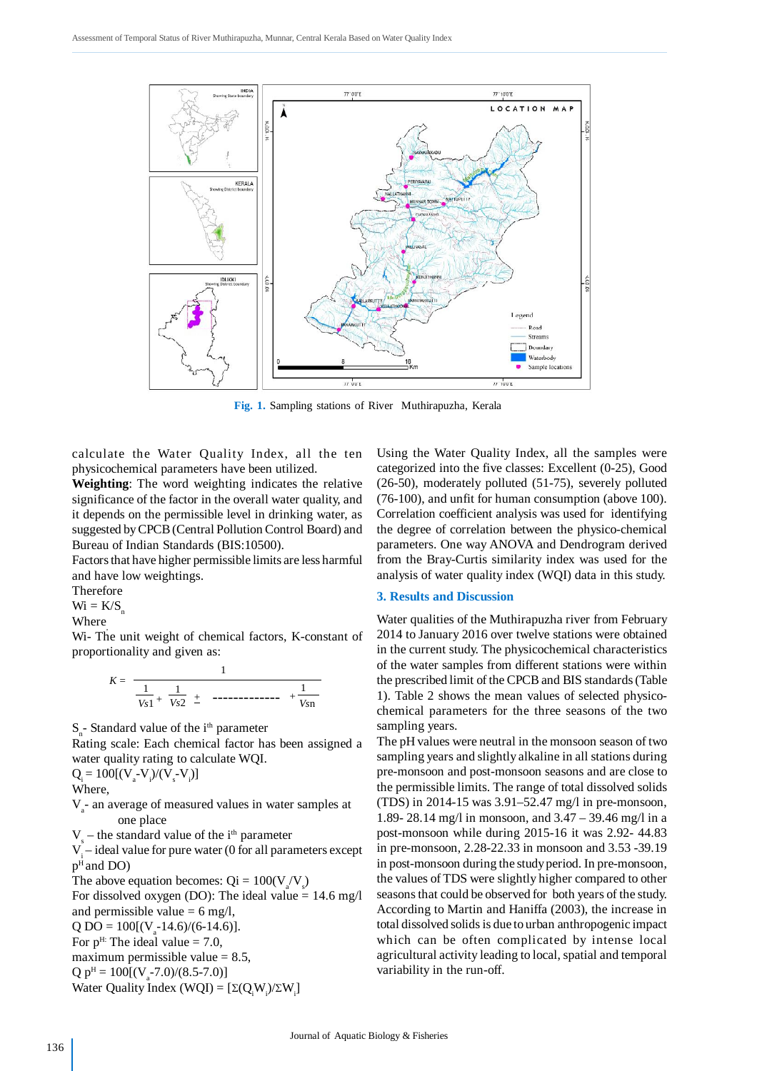Fig. 1. Sampling stations of River Muthirapuzha, Kerala

calculate the Water Quality Index, all the ten physicochemical parameters have been utilized.

**Weighting**: The word weighting indicates the relative significance of the factor in the overall water quality, and it depends on the permissible level in drinking water, as suggested by CPCB (Central Pollution Control Board) and Bureau of Indian Standards (BIS:10500).

Factors that have higher permissible limits are less harmful and have low weightings.

Therefore

$Wi = K/S_n$

Where

Wi- The unit weight of chemical factors, K-constant of proportionality and given as:

$$K = \frac{1}{\frac{1}{Vs1} + \frac{1}{Vs2} \pm \text{-------------} + \frac{1}{Vsn}}$$

$S_n$- Standard value of the i$^{th}$ parameter

Rating scale: Each chemical factor has been assigned a water quality rating to calculate WQI.

$Q_i = 100[(V_a-V_i)/(V_s-V_i)]$

Where,

$V_a$- an average of measured values in water samples at one place

$V_s$ – the standard value of the i$^{th}$ parameter

$V_i$ – ideal value for pure water (0 for all parameters except p$^H$ and DO)

The above equation becomes: $Qi = 100(V_a/V_s)$

For dissolved oxygen (DO): The ideal value = 14.6 mg/l and permissible value = 6 mg/l,

$Q\ DO = 100[(V_a-14.6)/(6-14.6)]$.

For p$^H$: The ideal value = 7.0,

maximum permissible value = 8.5,

$Q\ p^H = 100[(V_a-7.0)/(8.5-7.0)]$

Water Quality Index (WQI) = $[\Sigma(Q_iW_i)/\Sigma W_i]$

Using the Water Quality Index, all the samples were categorized into the five classes: Excellent (0-25), Good (26-50), moderately polluted (51-75), severely polluted (76-100), and unfit for human consumption (above 100). Correlation coefficient analysis was used for identifying the degree of correlation between the physico-chemical parameters. One way ANOVA and Dendrogram derived from the Bray-Curtis similarity index was used for the analysis of water quality index (WQI) data in this study.

## 3. Results and Discussion

Water qualities of the Muthirapuzha river from February 2014 to January 2016 over twelve stations were obtained in the current study. The physicochemical characteristics of the water samples from different stations were within the prescribed limit of the CPCB and BIS standards (Table 1). Table 2 shows the mean values of selected physico-chemical parameters for the three seasons of the two sampling years.

The pH values were neutral in the monsoon season of two sampling years and slightly alkaline in all stations during pre-monsoon and post-monsoon seasons and are close to the permissible limits. The range of total dissolved solids (TDS) in 2014-15 was 3.91–52.47 mg/l in pre-monsoon, 1.89- 28.14 mg/l in monsoon, and 3.47 – 39.46 mg/l in a post-monsoon while during 2015-16 it was 2.92- 44.83 in pre-monsoon, 2.28-22.33 in monsoon and 3.53 -39.19 in post-monsoon during the study period. In pre-monsoon, the values of TDS were slightly higher compared to other seasons that could be observed for both years of the study. According to Martin and Haniffa (2003), the increase in total dissolved solids is due to urban anthropogenic impact which can be often complicated by intense local agricultural activity leading to local, spatial and temporal variability in the run-off.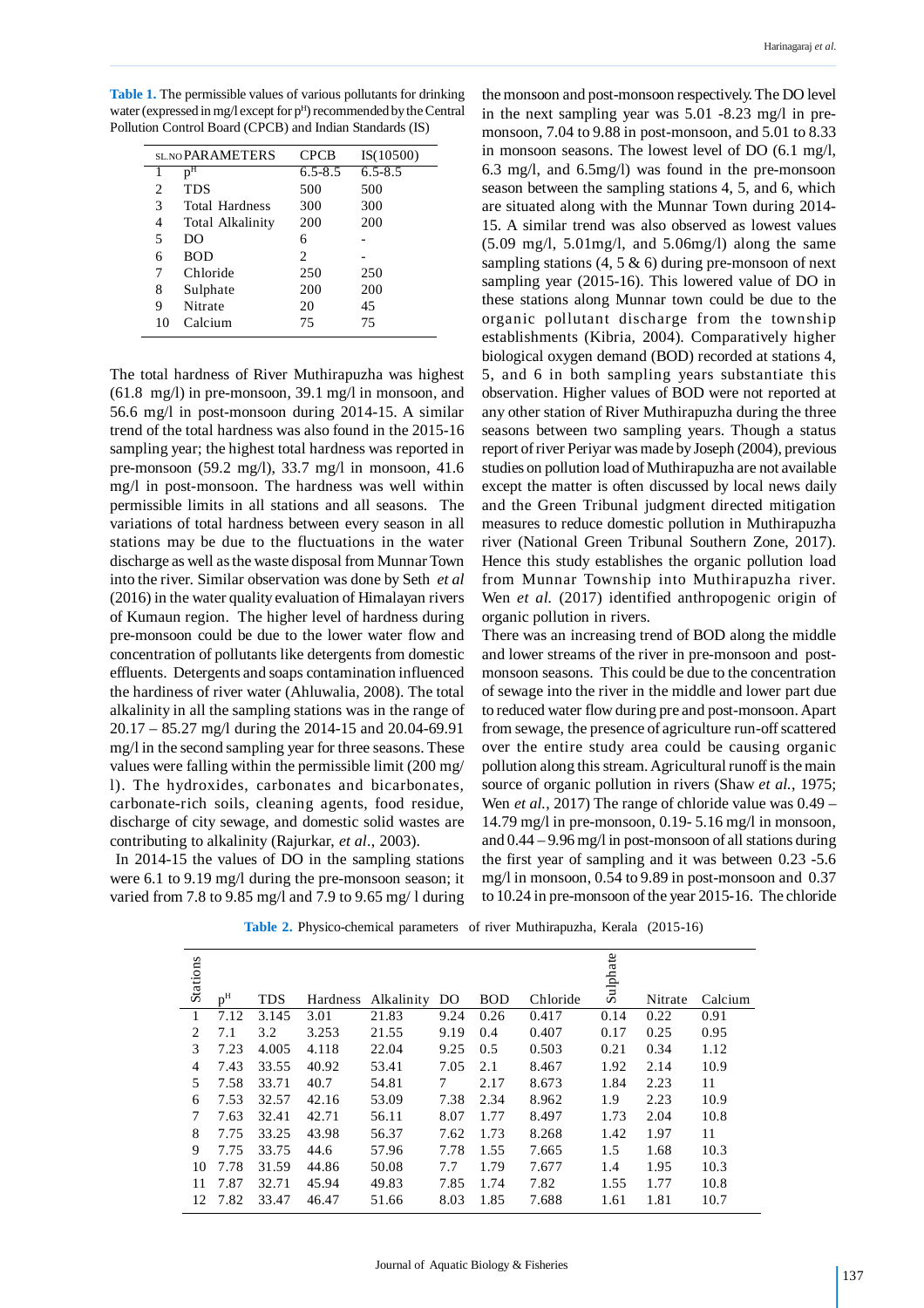**Table 1.** The permissible values of various pollutants for drinking water (expressed in mg/l except for $p^H$) recommended by the Central Pollution Control Board (CPCB) and Indian Standards (IS)

| SL.NO | PARAMETERS | CPCB | IS(10500) |
|---|---|---|---|
| 1 | $p^H$ | 6.5-8.5 | 6.5-8.5 |
| 2 | TDS | 500 | 500 |
| 3 | Total Hardness | 300 | 300 |
| 4 | Total Alkalinity | 200 | 200 |
| 5 | DO | 6 | - |
| 6 | BOD | 2 | - |
| 7 | Chloride | 250 | 250 |
| 8 | Sulphate | 200 | 200 |
| 9 | Nitrate | 20 | 45 |
| 10 | Calcium | 75 | 75 |

The total hardness of River Muthirapuzha was highest (61.8 mg/l) in pre-monsoon, 39.1 mg/l in monsoon, and 56.6 mg/l in post-monsoon during 2014-15. A similar trend of the total hardness was also found in the 2015-16 sampling year; the highest total hardness was reported in pre-monsoon (59.2 mg/l), 33.7 mg/l in monsoon, 41.6 mg/l in post-monsoon. The hardness was well within permissible limits in all stations and all seasons. The variations of total hardness between every season in all stations may be due to the fluctuations in the water discharge as well as the waste disposal from Munnar Town into the river. Similar observation was done by Seth *et al* (2016) in the water quality evaluation of Himalayan rivers of Kumaun region. The higher level of hardness during pre-monsoon could be due to the lower water flow and concentration of pollutants like detergents from domestic effluents. Detergents and soaps contamination influenced the hardiness of river water (Ahluwalia, 2008). The total alkalinity in all the sampling stations was in the range of 20.17 – 85.27 mg/l during the 2014-15 and 20.04-69.91 mg/l in the second sampling year for three seasons. These values were falling within the permissible limit (200 mg/l). The hydroxides, carbonates and bicarbonates, carbonate-rich soils, cleaning agents, food residue, discharge of city sewage, and domestic solid wastes are contributing to alkalinity (Rajurkar, *et al*., 2003).

In 2014-15 the values of DO in the sampling stations were 6.1 to 9.19 mg/l during the pre-monsoon season; it varied from 7.8 to 9.85 mg/l and 7.9 to 9.65 mg/ l during the monsoon and post-monsoon respectively. The DO level in the next sampling year was 5.01 -8.23 mg/l in pre-monsoon, 7.04 to 9.88 in post-monsoon, and 5.01 to 8.33 in monsoon seasons. The lowest level of DO (6.1 mg/l, 6.3 mg/l, and 6.5mg/l) was found in the pre-monsoon season between the sampling stations 4, 5, and 6, which are situated along with the Munnar Town during 2014-15. A similar trend was also observed as lowest values (5.09 mg/l, 5.01mg/l, and 5.06mg/l) along the same sampling stations (4, 5 & 6) during pre-monsoon of next sampling year (2015-16). This lowered value of DO in these stations along Munnar town could be due to the organic pollutant discharge from the township establishments (Kibria, 2004). Comparatively higher biological oxygen demand (BOD) recorded at stations 4, 5, and 6 in both sampling years substantiate this observation. Higher values of BOD were not reported at any other station of River Muthirapuzha during the three seasons between two sampling years. Though a status report of river Periyar was made by Joseph (2004), previous studies on pollution load of Muthirapuzha are not available except the matter is often discussed by local news daily and the Green Tribunal judgment directed mitigation measures to reduce domestic pollution in Muthirapuzha river (National Green Tribunal Southern Zone, 2017). Hence this study establishes the organic pollution load from Munnar Township into Muthirapuzha river. Wen *et al.* (2017) identified anthropogenic origin of organic pollution in rivers.

There was an increasing trend of BOD along the middle and lower streams of the river in pre-monsoon and post-monsoon seasons. This could be due to the concentration of sewage into the river in the middle and lower part due to reduced water flow during pre and post-monsoon. Apart from sewage, the presence of agriculture run-off scattered over the entire study area could be causing organic pollution along this stream. Agricultural runoff is the main source of organic pollution in rivers (Shaw *et al.*, 1975; Wen *et al.*, 2017) The range of chloride value was 0.49 – 14.79 mg/l in pre-monsoon, 0.19- 5.16 mg/l in monsoon, and 0.44 – 9.96 mg/l in post-monsoon of all stations during the first year of sampling and it was between 0.23 -5.6 mg/l in monsoon, 0.54 to 9.89 in post-monsoon and 0.37 to 10.24 in pre-monsoon of the year 2015-16. The chloride

**Table 2.** Physico-chemical parameters of river Muthirapuzha, Kerala (2015-16)

| Stations | $p^H$ | TDS | Hardness | Alkalinity | DO | BOD | Chloride | Sulphate | Nitrate | Calcium |
|---|---|---|---|---|---|---|---|---|---|---|
| 1 | 7.12 | 3.145 | 3.01 | 21.83 | 9.24 | 0.26 | 0.417 | 0.14 | 0.22 | 0.91 |
| 2 | 7.1 | 3.2 | 3.253 | 21.55 | 9.19 | 0.4 | 0.407 | 0.17 | 0.25 | 0.95 |
| 3 | 7.23 | 4.005 | 4.118 | 22.04 | 9.25 | 0.5 | 0.503 | 0.21 | 0.34 | 1.12 |
| 4 | 7.43 | 33.55 | 40.92 | 53.41 | 7.05 | 2.1 | 8.467 | 1.92 | 2.14 | 10.9 |
| 5 | 7.58 | 33.71 | 40.7 | 54.81 | 7 | 2.17 | 8.673 | 1.84 | 2.23 | 11 |
| 6 | 7.53 | 32.57 | 42.16 | 53.09 | 7.38 | 2.34 | 8.962 | 1.9 | 2.23 | 10.9 |
| 7 | 7.63 | 32.41 | 42.71 | 56.11 | 8.07 | 1.77 | 8.497 | 1.73 | 2.04 | 10.8 |
| 8 | 7.75 | 33.25 | 43.98 | 56.37 | 7.62 | 1.73 | 8.268 | 1.42 | 1.97 | 11 |
| 9 | 7.75 | 33.75 | 44.6 | 57.96 | 7.78 | 1.55 | 7.665 | 1.5 | 1.68 | 10.3 |
| 10 | 7.78 | 31.59 | 44.86 | 50.08 | 7.7 | 1.79 | 7.677 | 1.4 | 1.95 | 10.3 |
| 11 | 7.87 | 32.71 | 45.94 | 49.83 | 7.85 | 1.74 | 7.82 | 1.55 | 1.77 | 10.8 |
| 12 | 7.82 | 33.47 | 46.47 | 51.66 | 8.03 | 1.85 | 7.688 | 1.61 | 1.81 | 10.7 |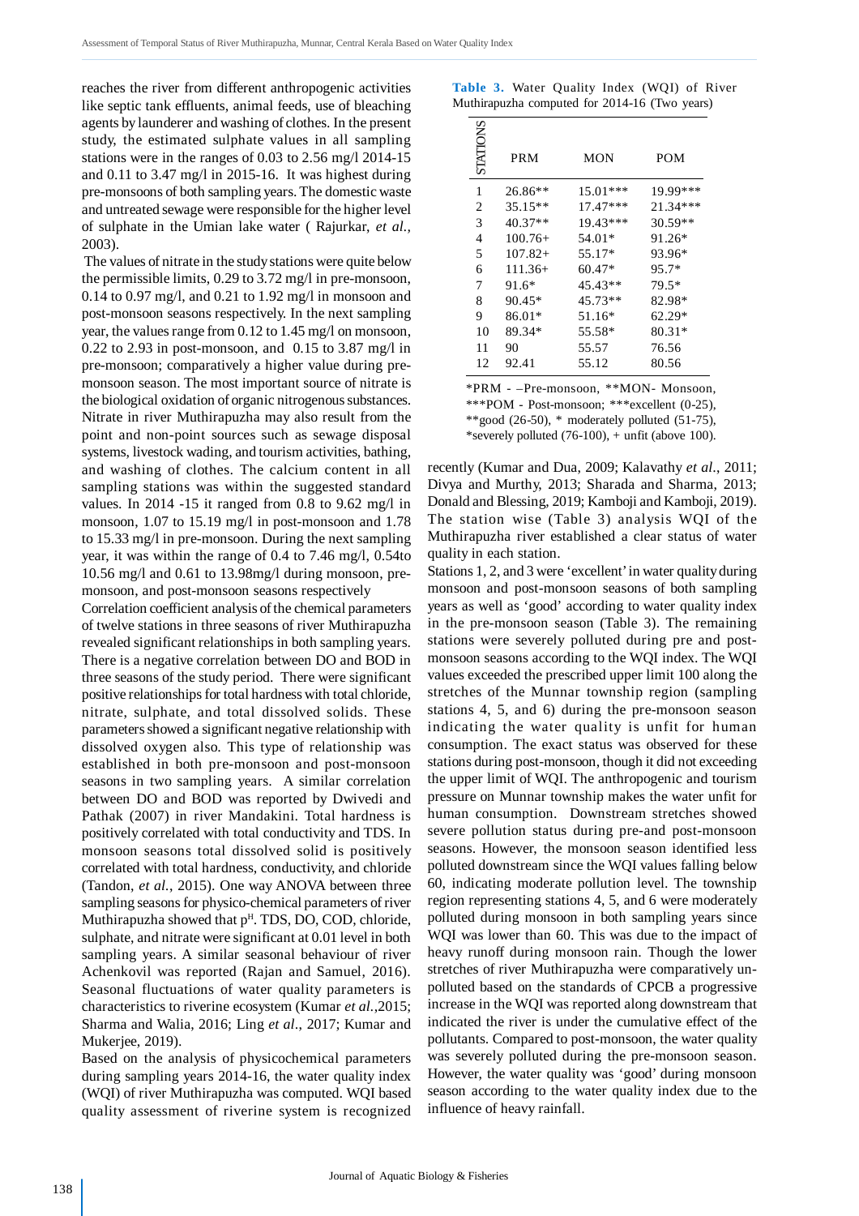reaches the river from different anthropogenic activities like septic tank effluents, animal feeds, use of bleaching agents by launderer and washing of clothes. In the present study, the estimated sulphate values in all sampling stations were in the ranges of 0.03 to 2.56 mg/l 2014-15 and 0.11 to 3.47 mg/l in 2015-16. It was highest during pre-monsoons of both sampling years. The domestic waste and untreated sewage were responsible for the higher level of sulphate in the Umian lake water ( Rajurkar, *et al.,* 2003).

The values of nitrate in the study stations were quite below the permissible limits, 0.29 to 3.72 mg/l in pre-monsoon, 0.14 to 0.97 mg/l, and 0.21 to 1.92 mg/l in monsoon and post-monsoon seasons respectively. In the next sampling year, the values range from 0.12 to 1.45 mg/l on monsoon, 0.22 to 2.93 in post-monsoon, and 0.15 to 3.87 mg/l in pre-monsoon; comparatively a higher value during pre-monsoon season. The most important source of nitrate is the biological oxidation of organic nitrogenous substances. Nitrate in river Muthirapuzha may also result from the point and non-point sources such as sewage disposal systems, livestock wading, and tourism activities, bathing, and washing of clothes. The calcium content in all sampling stations was within the suggested standard values. In 2014 -15 it ranged from 0.8 to 9.62 mg/l in monsoon, 1.07 to 15.19 mg/l in post-monsoon and 1.78 to 15.33 mg/l in pre-monsoon. During the next sampling year, it was within the range of 0.4 to 7.46 mg/l, 0.54to 10.56 mg/l and 0.61 to 13.98mg/l during monsoon, pre-monsoon, and post-monsoon seasons respectively

Correlation coefficient analysis of the chemical parameters of twelve stations in three seasons of river Muthirapuzha revealed significant relationships in both sampling years. There is a negative correlation between DO and BOD in three seasons of the study period. There were significant positive relationships for total hardness with total chloride, nitrate, sulphate, and total dissolved solids. These parameters showed a significant negative relationship with dissolved oxygen also. This type of relationship was established in both pre-monsoon and post-monsoon seasons in two sampling years. A similar correlation between DO and BOD was reported by Dwivedi and Pathak (2007) in river Mandakini. Total hardness is positively correlated with total conductivity and TDS. In monsoon seasons total dissolved solid is positively correlated with total hardness, conductivity, and chloride (Tandon, *et al.*, 2015). One way ANOVA between three sampling seasons for physico-chemical parameters of river Muthirapuzha showed that $p^H$. TDS, DO, COD, chloride, sulphate, and nitrate were significant at 0.01 level in both sampling years. A similar seasonal behaviour of river Achenkovil was reported (Rajan and Samuel, 2016). Seasonal fluctuations of water quality parameters is characteristics to riverine ecosystem (Kumar *et al.*,2015; Sharma and Walia, 2016; Ling *et al.,* 2017; Kumar and Mukerjee, 2019).

Based on the analysis of physicochemical parameters during sampling years 2014-16, the water quality index (WQI) of river Muthirapuzha was computed. WQI based quality assessment of riverine system is recognized recently (Kumar and Dua, 2009; Kalavathy *et al.*, 2011; Divya and Murthy, 2013; Sharada and Sharma, 2013; Donald and Blessing, 2019; Kamboji and Kamboji, 2019). The station wise (Table 3) analysis WQI of the Muthirapuzha river established a clear status of water quality in each station.

**Table 3.** Water Quality Index (WQI) of River Muthirapuzha computed for 2014-16 (Two years)

| STATIONS | PRM | MON | POM |
|---|---|---|---|
| 1 | 26.86** | 15.01*** | 19.99*** |
| 2 | 35.15** | 17.47*** | 21.34*** |
| 3 | 40.37** | 19.43*** | 30.59** |
| 4 | 100.76+ | 54.01* | 91.26* |
| 5 | 107.82+ | 55.17* | 93.96* |
| 6 | 111.36+ | 60.47* | 95.7* |
| 7 | 91.6* | 45.43** | 79.5* |
| 8 | 90.45* | 45.73** | 82.98* |
| 9 | 86.01* | 51.16* | 62.29* |
| 10 | 89.34* | 55.58* | 80.31* |
| 11 | 90 | 55.57 | 76.56 |
| 12 | 92.41 | 55.12 | 80.56 |

*PRM - –Pre-monsoon, **MON- Monsoon, ***POM - Post-monsoon; ***excellent (0-25), **good (26-50), * moderately polluted (51-75), *severely polluted (76-100), + unfit (above 100).

Stations 1, 2, and 3 were 'excellent' in water quality during monsoon and post-monsoon seasons of both sampling years as well as 'good' according to water quality index in the pre-monsoon season (Table 3). The remaining stations were severely polluted during pre and post-monsoon seasons according to the WQI index. The WQI values exceeded the prescribed upper limit 100 along the stretches of the Munnar township region (sampling stations 4, 5, and 6) during the pre-monsoon season indicating the water quality is unfit for human consumption. The exact status was observed for these stations during post-monsoon, though it did not exceeding the upper limit of WQI. The anthropogenic and tourism pressure on Munnar township makes the water unfit for human consumption. Downstream stretches showed severe pollution status during pre-and post-monsoon seasons. However, the monsoon season identified less polluted downstream since the WQI values falling below 60, indicating moderate pollution level. The township region representing stations 4, 5, and 6 were moderately polluted during monsoon in both sampling years since WQI was lower than 60. This was due to the impact of heavy runoff during monsoon rain. Though the lower stretches of river Muthirapuzha were comparatively un-polluted based on the standards of CPCB a progressive increase in the WQI was reported along downstream that indicated the river is under the cumulative effect of the pollutants. Compared to post-monsoon, the water quality was severely polluted during the pre-monsoon season. However, the water quality was 'good' during monsoon season according to the water quality index due to the influence of heavy rainfall.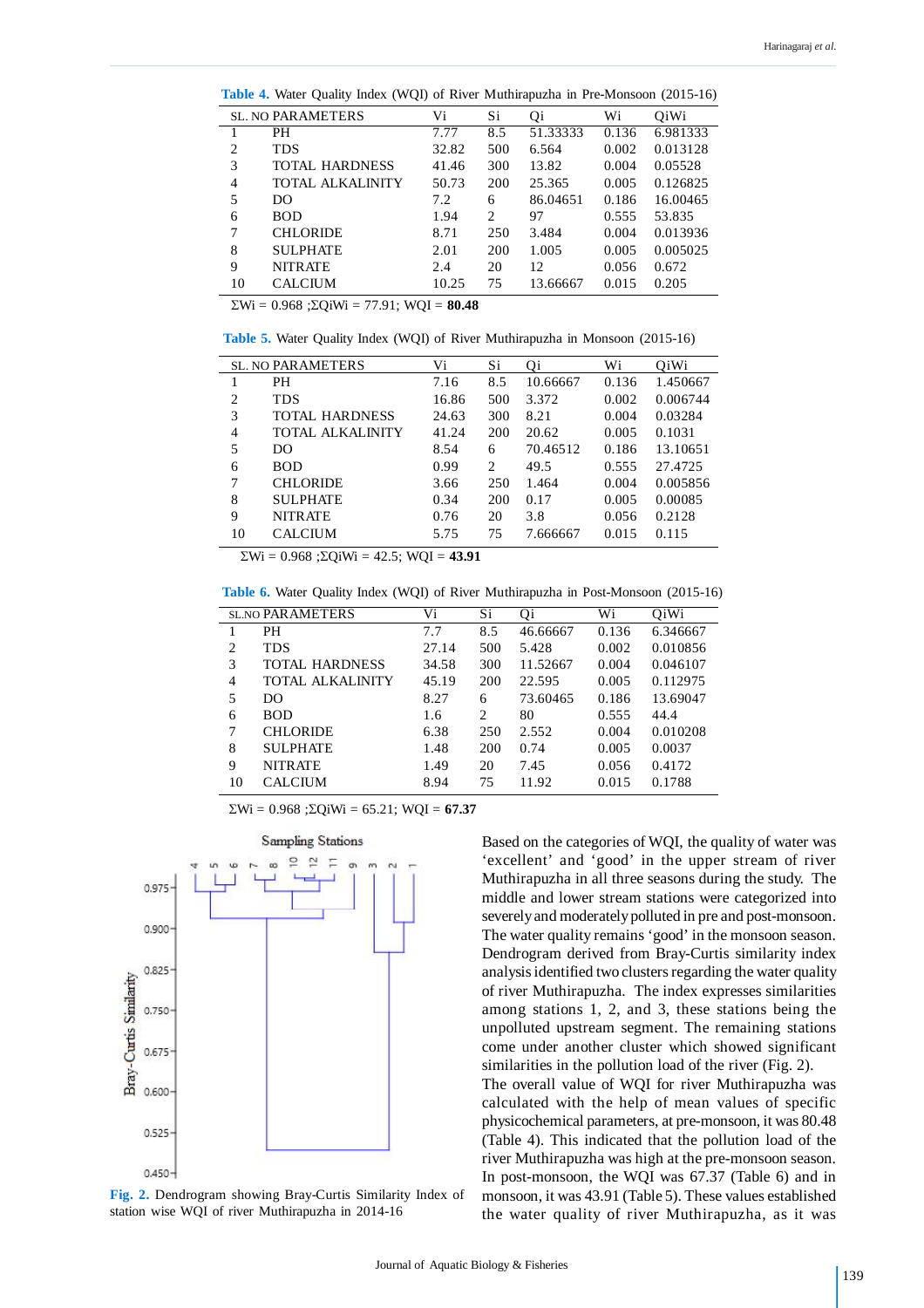**Table 4.** Water Quality Index (WQI) of River Muthirapuzha in Pre-Monsoon (2015-16)

| SL. NO | PARAMETERS | Vi | Si | Qi | Wi | QiWi |
|---|---|---|---|---|---|---|
| 1 | PH | 7.77 | 8.5 | 51.33333 | 0.136 | 6.981333 |
| 2 | TDS | 32.82 | 500 | 6.564 | 0.002 | 0.013128 |
| 3 | TOTAL HARDNESS | 41.46 | 300 | 13.82 | 0.004 | 0.05528 |
| 4 | TOTAL ALKALINITY | 50.73 | 200 | 25.365 | 0.005 | 0.126825 |
| 5 | DO | 7.2 | 6 | 86.04651 | 0.186 | 16.00465 |
| 6 | BOD | 1.94 | 2 | 97 | 0.555 | 53.835 |
| 7 | CHLORIDE | 8.71 | 250 | 3.484 | 0.004 | 0.013936 |
| 8 | SULPHATE | 2.01 | 200 | 1.005 | 0.005 | 0.005025 |
| 9 | NITRATE | 2.4 | 20 | 12 | 0.056 | 0.672 |
| 10 | CALCIUM | 10.25 | 75 | 13.66667 | 0.015 | 0.205 |

ΣWi = 0.968 ;ΣQiWi = 77.91; WQI = **80.48**

**Table 5.** Water Quality Index (WQI) of River Muthirapuzha in Monsoon (2015-16)

| SL. NO | PARAMETERS | Vi | Si | Qi | Wi | QiWi |
|---|---|---|---|---|---|---|
| 1 | PH | 7.16 | 8.5 | 10.66667 | 0.136 | 1.450667 |
| 2 | TDS | 16.86 | 500 | 3.372 | 0.002 | 0.006744 |
| 3 | TOTAL HARDNESS | 24.63 | 300 | 8.21 | 0.004 | 0.03284 |
| 4 | TOTAL ALKALINITY | 41.24 | 200 | 20.62 | 0.005 | 0.1031 |
| 5 | DO | 8.54 | 6 | 70.46512 | 0.186 | 13.10651 |
| 6 | BOD | 0.99 | 2 | 49.5 | 0.555 | 27.4725 |
| 7 | CHLORIDE | 3.66 | 250 | 1.464 | 0.004 | 0.005856 |
| 8 | SULPHATE | 0.34 | 200 | 0.17 | 0.005 | 0.00085 |
| 9 | NITRATE | 0.76 | 20 | 3.8 | 0.056 | 0.2128 |
| 10 | CALCIUM | 5.75 | 75 | 7.666667 | 0.015 | 0.115 |

ΣWi = 0.968 ;ΣQiWi = 42.5; WQI = **43.91**

**Table 6.** Water Quality Index (WQI) of River Muthirapuzha in Post-Monsoon (2015-16)

| SL.NO | PARAMETERS | Vi | Si | Qi | Wi | QiWi |
|---|---|---|---|---|---|---|
| 1 | PH | 7.7 | 8.5 | 46.66667 | 0.136 | 6.346667 |
| 2 | TDS | 27.14 | 500 | 5.428 | 0.002 | 0.010856 |
| 3 | TOTAL HARDNESS | 34.58 | 300 | 11.52667 | 0.004 | 0.046107 |
| 4 | TOTAL ALKALINITY | 45.19 | 200 | 22.595 | 0.005 | 0.112975 |
| 5 | DO | 8.27 | 6 | 73.60465 | 0.186 | 13.69047 |
| 6 | BOD | 1.6 | 2 | 80 | 0.555 | 44.4 |
| 7 | CHLORIDE | 6.38 | 250 | 2.552 | 0.004 | 0.010208 |
| 8 | SULPHATE | 1.48 | 200 | 0.74 | 0.005 | 0.0037 |
| 9 | NITRATE | 1.49 | 20 | 7.45 | 0.056 | 0.4172 |
| 10 | CALCIUM | 8.94 | 75 | 11.92 | 0.015 | 0.1788 |

ΣWi = 0.968 ;ΣQiWi = 65.21; WQI = **67.37**

**Fig. 2.** Dendrogram showing Bray-Curtis Similarity Index of station wise WQI of river Muthirapuzha in 2014-16

Based on the categories of WQI, the quality of water was 'excellent' and 'good' in the upper stream of river Muthirapuzha in all three seasons during the study. The middle and lower stream stations were categorized into severely and moderately polluted in pre and post-monsoon. The water quality remains 'good' in the monsoon season. Dendrogram derived from Bray-Curtis similarity index analysis identified two clusters regarding the water quality of river Muthirapuzha. The index expresses similarities among stations 1, 2, and 3, these stations being the unpolluted upstream segment. The remaining stations come under another cluster which showed significant similarities in the pollution load of the river (Fig. 2).

The overall value of WQI for river Muthirapuzha was calculated with the help of mean values of specific physicochemical parameters, at pre-monsoon, it was 80.48 (Table 4). This indicated that the pollution load of the river Muthirapuzha was high at the pre-monsoon season. In post-monsoon, the WQI was 67.37 (Table 6) and in monsoon, it was 43.91 (Table 5). These values established the water quality of river Muthirapuzha, as it was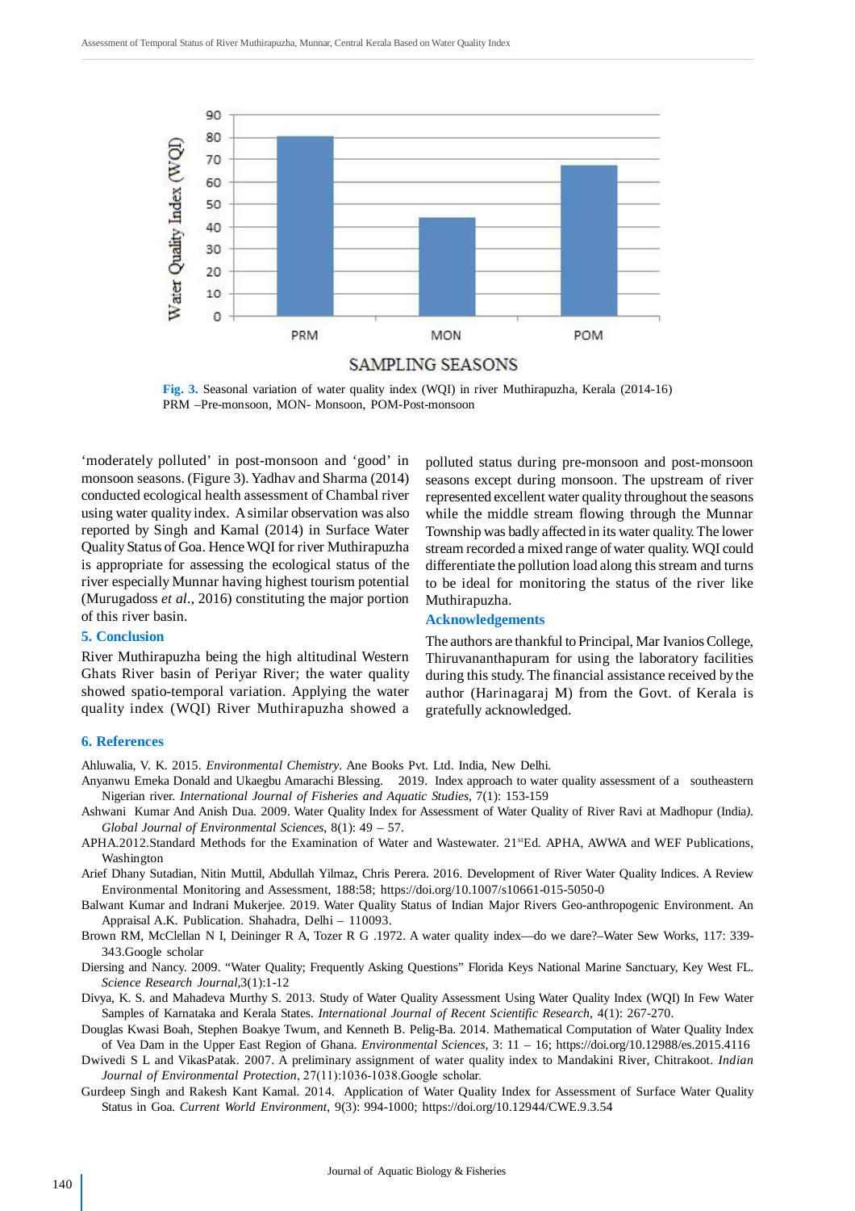Fig. 3. Seasonal variation of water quality index (WQI) in river Muthirapuzha, Kerala (2014-16) PRM –Pre-monsoon, MON- Monsoon, POM-Post-monsoon

'moderately polluted' in post-monsoon and 'good' in monsoon seasons. (Figure 3). Yadhav and Sharma (2014) conducted ecological health assessment of Chambal river using water quality index. A similar observation was also reported by Singh and Kamal (2014) in Surface Water Quality Status of Goa. Hence WQI for river Muthirapuzha is appropriate for assessing the ecological status of the river especially Munnar having highest tourism potential (Murugadoss *et al*., 2016) constituting the major portion of this river basin.

## 5. Conclusion

River Muthirapuzha being the high altitudinal Western Ghats River basin of Periyar River; the water quality showed spatio-temporal variation. Applying the water quality index (WQI) River Muthirapuzha showed a polluted status during pre-monsoon and post-monsoon seasons except during monsoon. The upstream of river represented excellent water quality throughout the seasons while the middle stream flowing through the Munnar Township was badly affected in its water quality. The lower stream recorded a mixed range of water quality. WQI could differentiate the pollution load along this stream and turns to be ideal for monitoring the status of the river like Muthirapuzha.

## Acknowledgements

The authors are thankful to Principal, Mar Ivanios College, Thiruvananthapuram for using the laboratory facilities during this study. The financial assistance received by the author (Harinagaraj M) from the Govt. of Kerala is gratefully acknowledged.

## 6. References

Ahluwalia, V. K. 2015. *Environmental Chemistry*. Ane Books Pvt. Ltd. India, New Delhi.

Anyanwu Emeka Donald and Ukaegbu Amarachi Blessing. 2019. Index approach to water quality assessment of a southeastern Nigerian river. *International Journal of Fisheries and Aquatic Studies*, 7(1): 153-159

Ashwani Kumar And Anish Dua. 2009. Water Quality Index for Assessment of Water Quality of River Ravi at Madhopur (India). *Global Journal of Environmental Sciences*, 8(1): 49 – 57.

APHA.2012.Standard Methods for the Examination of Water and Wastewater. 21[st]Ed. APHA, AWWA and WEF Publications, Washington

Arief Dhany Sutadian, Nitin Muttil, Abdullah Yilmaz, Chris Perera. 2016. Development of River Water Quality Indices. A Review Environmental Monitoring and Assessment, 188:58; https://doi.org/10.1007/s10661-015-5050-0

Balwant Kumar and Indrani Mukerjee. 2019. Water Quality Status of Indian Major Rivers Geo-anthropogenic Environment. An Appraisal A.K. Publication. Shahadra, Delhi – 110093.

Brown RM, McClellan N I, Deininger R A, Tozer R G .1972. A water quality index—do we dare?–Water Sew Works, 117: 339-343.Google scholar

Diersing and Nancy. 2009. "Water Quality; Frequently Asking Questions" Florida Keys National Marine Sanctuary, Key West FL. *Science Research Journal*,3(1):1-12

Divya, K. S. and Mahadeva Murthy S. 2013. Study of Water Quality Assessment Using Water Quality Index (WQI) In Few Water Samples of Karnataka and Kerala States. *International Journal of Recent Scientific Research*, 4(1): 267-270.

Douglas Kwasi Boah, Stephen Boakye Twum, and Kenneth B. Pelig-Ba. 2014. Mathematical Computation of Water Quality Index of Vea Dam in the Upper East Region of Ghana. *Environmental Sciences*, 3: 11 – 16; https://doi.org/10.12988/es.2015.4116

Dwivedi S L and VikasPatak. 2007. A preliminary assignment of water quality index to Mandakini River, Chitrakoot. *Indian Journal of Environmental Protection*, 27(11):1036-1038.Google scholar.

Gurdeep Singh and Rakesh Kant Kamal. 2014. Application of Water Quality Index for Assessment of Surface Water Quality Status in Goa. *Current World Environment*, 9(3): 994-1000; https://doi.org/10.12944/CWE.9.3.54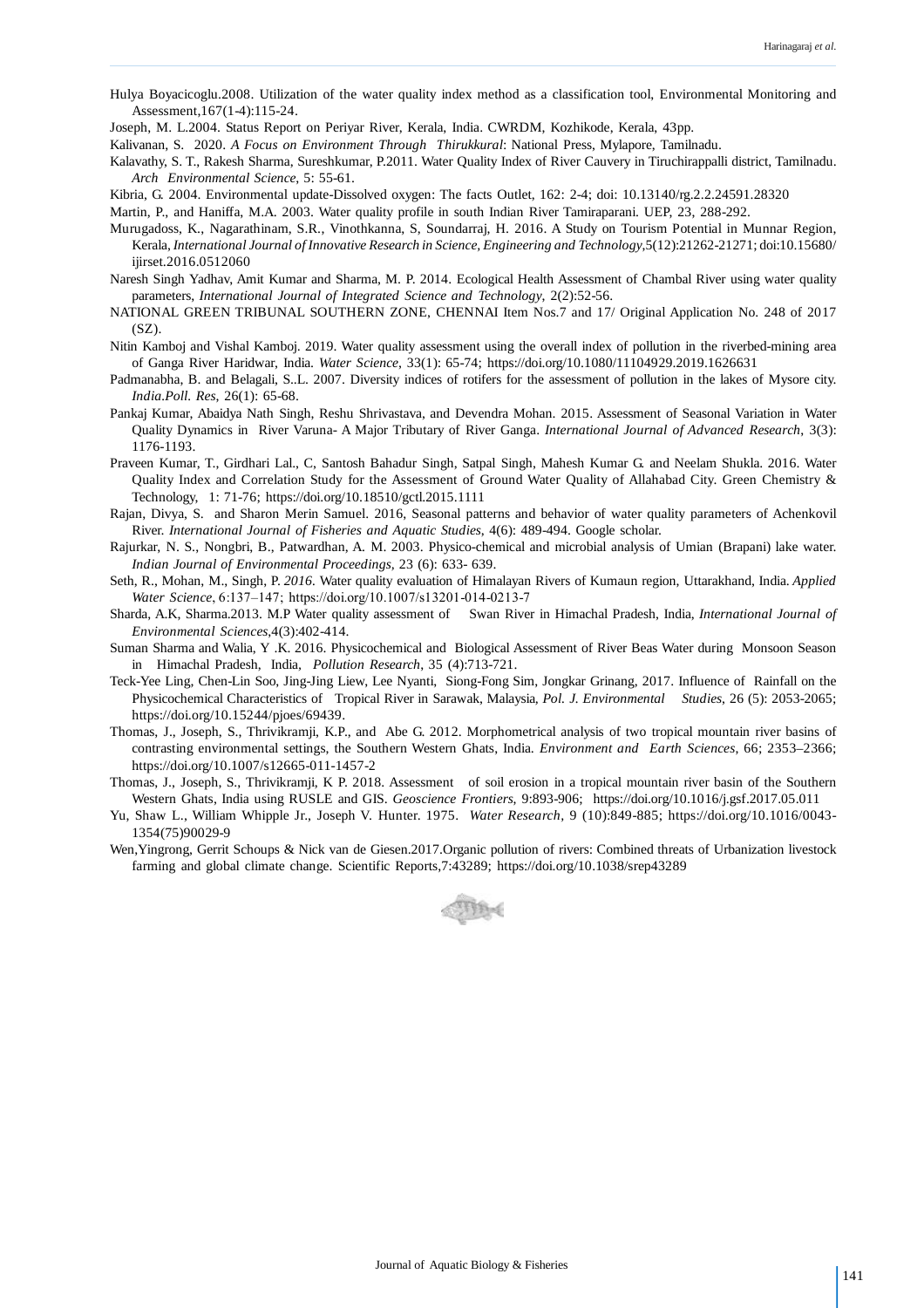Hulya Boyacicoglu.2008. Utilization of the water quality index method as a classification tool, Environmental Monitoring and Assessment,167(1-4):115-24.

Joseph, M. L.2004. Status Report on Periyar River, Kerala, India. CWRDM, Kozhikode, Kerala, 43pp.

Kalivanan, S. 2020. *A Focus on Environment Through Thirukkural*: National Press, Mylapore, Tamilnadu.

Kalavathy, S. T., Rakesh Sharma, Sureshkumar, P.2011. Water Quality Index of River Cauvery in Tiruchirappalli district, Tamilnadu. *Arch Environmental Science*, 5: 55-61.

Kibria, G. 2004. Environmental update-Dissolved oxygen: The facts Outlet, 162: 2-4; doi: 10.13140/rg.2.2.24591.28320

Martin, P., and Haniffa, M.A. 2003. Water quality profile in south Indian River Tamiraparani. UEP, 23, 288-292.

Murugadoss, K., Nagarathinam, S.R., Vinothkanna, S, Soundarraj, H. 2016. A Study on Tourism Potential in Munnar Region, Kerala, *International Journal of Innovative Research in Science, Engineering and Technology*,5(12):21262-21271; doi:10.15680/ijirset.2016.0512060

Naresh Singh Yadhav, Amit Kumar and Sharma, M. P. 2014. Ecological Health Assessment of Chambal River using water quality parameters, *International Journal of Integrated Science and Technology*, 2(2):52-56.

NATIONAL GREEN TRIBUNAL SOUTHERN ZONE, CHENNAI Item Nos.7 and 17/ Original Application No. 248 of 2017 (SZ).

Nitin Kamboj and Vishal Kamboj. 2019. Water quality assessment using the overall index of pollution in the riverbed-mining area of Ganga River Haridwar, India. *Water Science*, 33(1): 65-74; https://doi.org/10.1080/11104929.2019.1626631

Padmanabha, B. and Belagali, S..L. 2007. Diversity indices of rotifers for the assessment of pollution in the lakes of Mysore city. *India.Poll. Res*, 26(1): 65-68.

Pankaj Kumar, Abaidya Nath Singh, Reshu Shrivastava, and Devendra Mohan. 2015. Assessment of Seasonal Variation in Water Quality Dynamics in River Varuna- A Major Tributary of River Ganga. *International Journal of Advanced Research*, 3(3): 1176-1193.

Praveen Kumar, T., Girdhari Lal., C, Santosh Bahadur Singh, Satpal Singh, Mahesh Kumar G. and Neelam Shukla. 2016. Water Quality Index and Correlation Study for the Assessment of Ground Water Quality of Allahabad City. Green Chemistry & Technology, 1: 71-76; https://doi.org/10.18510/gctl.2015.1111

Rajan, Divya, S. and Sharon Merin Samuel. 2016, Seasonal patterns and behavior of water quality parameters of Achenkovil River. *International Journal of Fisheries and Aquatic Studies*, 4(6): 489-494. Google scholar.

Rajurkar, N. S., Nongbri, B., Patwardhan, A. M. 2003. Physico-chemical and microbial analysis of Umian (Brapani) lake water. *Indian Journal of Environmental Proceedings*, 23 (6): 633- 639.

Seth, R., Mohan, M., Singh, P. *2016*. Water quality evaluation of Himalayan Rivers of Kumaun region, Uttarakhand, India. *Applied Water Science*, 6:137–147; https://doi.org/10.1007/s13201-014-0213-7

Sharda, A.K, Sharma.2013. M.P Water quality assessment of Swan River in Himachal Pradesh, India, *International Journal of Environmental Sciences*,4(3):402-414.

Suman Sharma and Walia, Y .K. 2016. Physicochemical and Biological Assessment of River Beas Water during Monsoon Season in Himachal Pradesh, India, *Pollution Research*, 35 (4):713-721.

Teck-Yee Ling, Chen-Lin Soo, Jing-Jing Liew, Lee Nyanti, Siong-Fong Sim, Jongkar Grinang, 2017. Influence of Rainfall on the Physicochemical Characteristics of Tropical River in Sarawak, Malaysia, *Pol. J. Environmental Studies*, 26 (5): 2053-2065; https://doi.org/10.15244/pjoes/69439.

Thomas, J., Joseph, S., Thrivikramji, K.P., and Abe G. 2012. Morphometrical analysis of two tropical mountain river basins of contrasting environmental settings, the Southern Western Ghats, India. *Environment and Earth Sciences*, 66; 2353–2366; https://doi.org/10.1007/s12665-011-1457-2

Thomas, J., Joseph, S., Thrivikramji, K P. 2018. Assessment of soil erosion in a tropical mountain river basin of the Southern Western Ghats, India using RUSLE and GIS. *Geoscience Frontiers*, 9:893-906; https://doi.org/10.1016/j.gsf.2017.05.011

Yu, Shaw L., William Whipple Jr., Joseph V. Hunter. 1975. *Water Research*, 9 (10):849-885; https://doi.org/10.1016/0043-1354(75)90029-9

Wen,Yingrong, Gerrit Schoups & Nick van de Giesen.2017.Organic pollution of rivers: Combined threats of Urbanization livestock farming and global climate change. Scientific Reports,7:43289; https://doi.org/10.1038/srep43289